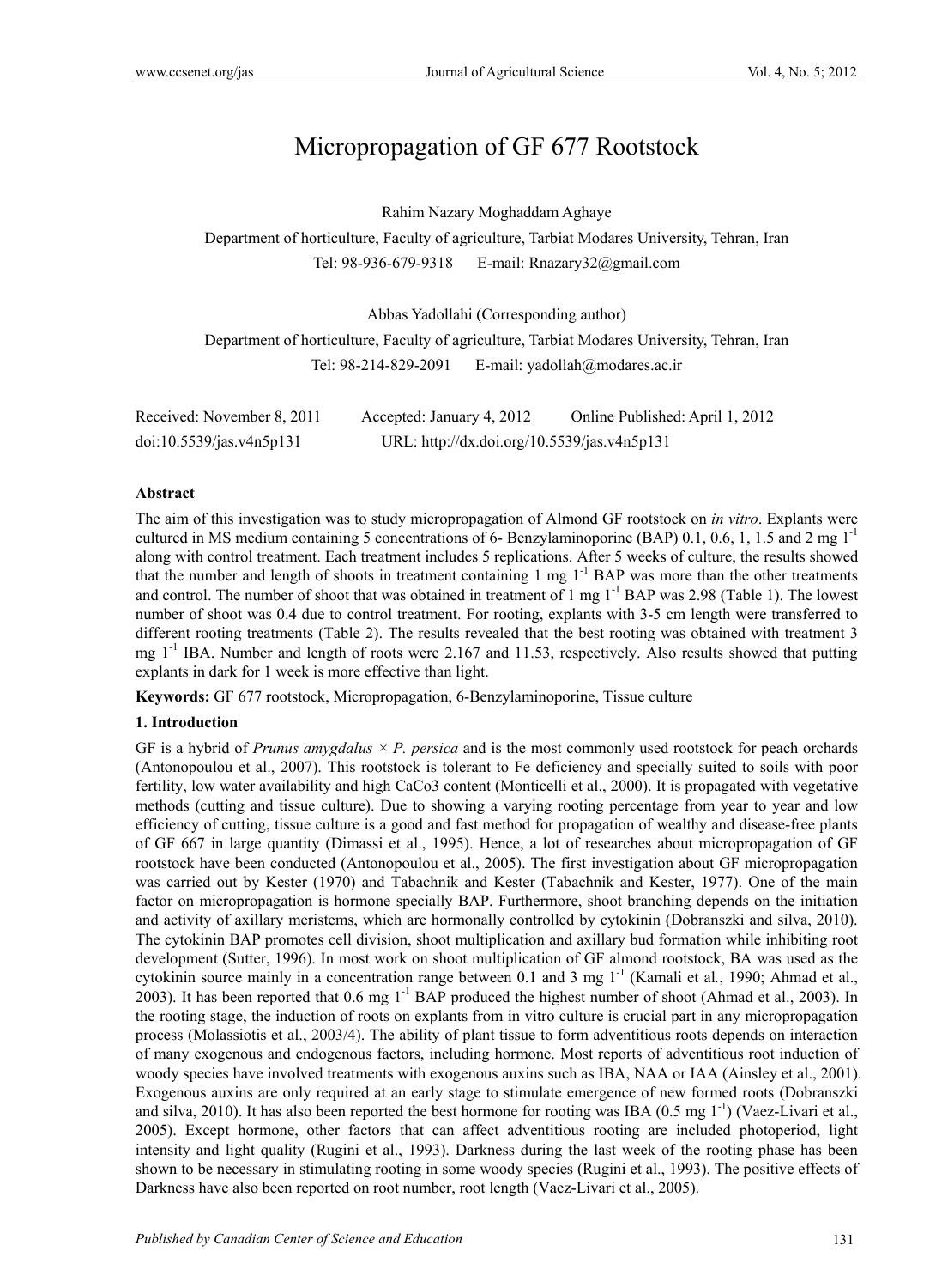# Micropropagation of GF 677 Rootstock

Rahim Nazary Moghaddam Aghaye

Department of horticulture, Faculty of agriculture, Tarbiat Modares University, Tehran, Iran

Tel: 98-936-679-9318 E-mail: Rnazary32@gmail.com

Abbas Yadollahi (Corresponding author)

Department of horticulture, Faculty of agriculture, Tarbiat Modares University, Tehran, Iran

Tel: 98-214-829-2091 E-mail: yadollah@modares.ac.ir

Received: November 8, 2011 Accepted: January 4, 2012 Online Published: April 1, 2012

doi:10.5539/jas.v4n5p131 URL: http://dx.doi.org/10.5539/jas.v4n5p131

**Abstract**

The aim of this investigation was to study micropropagation of Almond GF rootstock on *in vitro*. Explants were cultured in MS medium containing 5 concentrations of 6- Benzylaminoporine (BAP) 0.1, 0.6, 1, 1.5 and 2 mg $l^{-1}$ along with control treatment. Each treatment includes 5 replications. After 5 weeks of culture, the results showed that the number and length of shoots in treatment containing 1 mg $l^{-1}$ BAP was more than the other treatments and control. The number of shoot that was obtained in treatment of 1 mg $l^{-1}$ BAP was 2.98 (Table 1). The lowest number of shoot was 0.4 due to control treatment. For rooting, explants with 3-5 cm length were transferred to different rooting treatments (Table 2). The results revealed that the best rooting was obtained with treatment 3 mg $l^{-1}$ IBA. Number and length of roots were 2.167 and 11.53, respectively. Also results showed that putting explants in dark for 1 week is more effective than light.

**Keywords:** GF 677 rootstock, Micropropagation, 6-Benzylaminoporine, Tissue culture

## 1. Introduction

GF is a hybrid of *Prunus amygdalus × P. persica* and is the most commonly used rootstock for peach orchards (Antonopoulou et al., 2007). This rootstock is tolerant to Fe deficiency and specially suited to soils with poor fertility, low water availability and high $CaCo_3$ content (Monticelli et al., 2000). It is propagated with vegetative methods (cutting and tissue culture). Due to showing a varying rooting percentage from year to year and low efficiency of cutting, tissue culture is a good and fast method for propagation of wealthy and disease-free plants of GF 667 in large quantity (Dimassi et al., 1995). Hence, a lot of researches about micropropagation of GF rootstock have been conducted (Antonopoulou et al., 2005). The first investigation about GF micropropagation was carried out by Kester (1970) and Tabachnik and Kester (Tabachnik and Kester, 1977). One of the main factor on micropropagation is hormone specially BAP. Furthermore, shoot branching depends on the initiation and activity of axillary meristems, which are hormonally controlled by cytokinin (Dobranszki and silva, 2010). The cytokinin BAP promotes cell division, shoot multiplication and axillary bud formation while inhibiting root development (Sutter, 1996). In most work on shoot multiplication of GF almond rootstock, BA was used as the cytokinin source mainly in a concentration range between 0.1 and 3 mg $l^{-1}$ (Kamali et al., 1990; Ahmad et al., 2003). It has been reported that 0.6 mg $l^{-1}$ BAP produced the highest number of shoot (Ahmad et al., 2003). In the rooting stage, the induction of roots on explants from in vitro culture is crucial part in any micropropagation process (Molassiotis et al., 2003/4). The ability of plant tissue to form adventitious roots depends on interaction of many exogenous and endogenous factors, including hormone. Most reports of adventitious root induction of woody species have involved treatments with exogenous auxins such as IBA, NAA or IAA (Ainsley et al., 2001). Exogenous auxins are only required at an early stage to stimulate emergence of new formed roots (Dobranszki and silva, 2010). It has also been reported the best hormone for rooting was IBA (0.5 mg $l^{-1}$) (Vaez-Livari et al., 2005). Except hormone, other factors that can affect adventitious rooting are included photoperiod, light intensity and light quality (Rugini et al., 1993). Darkness during the last week of the rooting phase has been shown to be necessary in stimulating rooting in some woody species (Rugini et al., 1993). The positive effects of Darkness have also been reported on root number, root length (Vaez-Livari et al., 2005).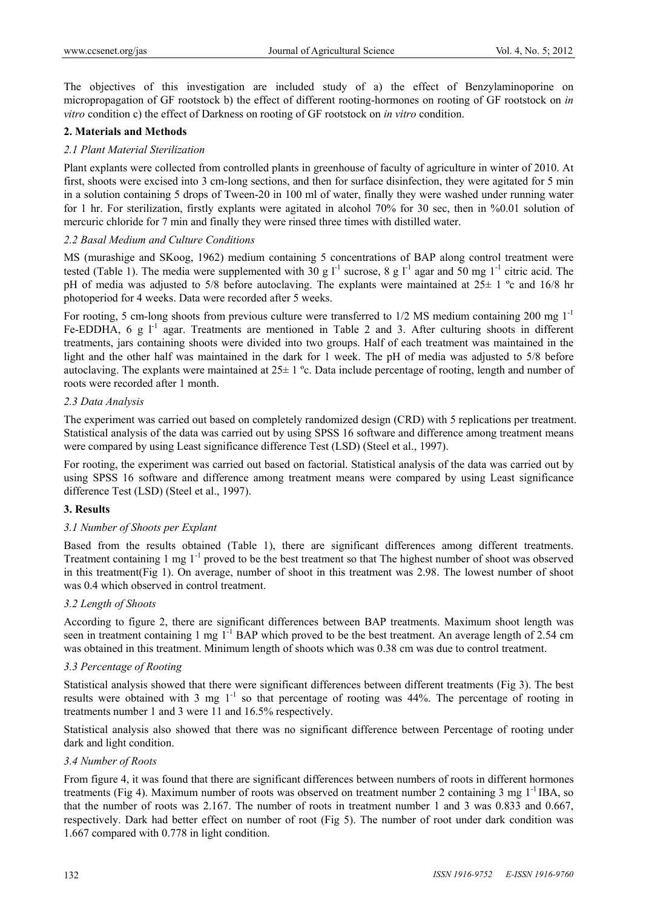The objectives of this investigation are included study of a) the effect of Benzylaminoporine on micropropagation of GF rootstock b) the effect of different rooting-hormones on rooting of GF rootstock on *in vitro* condition c) the effect of Darkness on rooting of GF rootstock on *in vitro* condition.

## 2. Materials and Methods

### *2.1 Plant Material Sterilization*

Plant explants were collected from controlled plants in greenhouse of faculty of agriculture in winter of 2010. At first, shoots were excised into 3 cm-long sections, and then for surface disinfection, they were agitated for 5 min in a solution containing 5 drops of Tween-20 in 100 ml of water, finally they were washed under running water for 1 hr. For sterilization, firstly explants were agitated in alcohol 70% for 30 sec, then in %0.01 solution of mercuric chloride for 7 min and finally they were rinsed three times with distilled water.

### *2.2 Basal Medium and Culture Conditions*

MS (murashige and SKoog, 1962) medium containing 5 concentrations of BAP along control treatment were tested (Table 1). The media were supplemented with 30 g $l^{-1}$ sucrose, 8 g $l^{-1}$ agar and 50 mg $l^{-1}$ citric acid. The pH of media was adjusted to 5/8 before autoclaving. The explants were maintained at 25± 1 ºc and 16/8 hr photoperiod for 4 weeks. Data were recorded after 5 weeks.

For rooting, 5 cm-long shoots from previous culture were transferred to 1/2 MS medium containing 200 mg $l^{-1}$ Fe-EDDHA, 6 g $l^{-1}$ agar. Treatments are mentioned in Table 2 and 3. After culturing shoots in different treatments, jars containing shoots were divided into two groups. Half of each treatment was maintained in the light and the other half was maintained in the dark for 1 week. The pH of media was adjusted to 5/8 before autoclaving. The explants were maintained at 25± 1 ºc. Data include percentage of rooting, length and number of roots were recorded after 1 month.

### *2.3 Data Analysis*

The experiment was carried out based on completely randomized design (CRD) with 5 replications per treatment. Statistical analysis of the data was carried out by using SPSS 16 software and difference among treatment means were compared by using Least significance difference Test (LSD) (Steel et al., 1997).

For rooting, the experiment was carried out based on factorial. Statistical analysis of the data was carried out by using SPSS 16 software and difference among treatment means were compared by using Least significance difference Test (LSD) (Steel et al., 1997).

## 3. Results

### *3.1 Number of Shoots per Explant*

Based from the results obtained (Table 1), there are significant differences among different treatments. Treatment containing 1 mg $l^{-1}$ proved to be the best treatment so that The highest number of shoot was observed in this treatment(Fig 1). On average, number of shoot in this treatment was 2.98. The lowest number of shoot was 0.4 which observed in control treatment.

### *3.2 Length of Shoots*

According to figure 2, there are significant differences between BAP treatments. Maximum shoot length was seen in treatment containing 1 mg $l^{-1}$ BAP which proved to be the best treatment. An average length of 2.54 cm was obtained in this treatment. Minimum length of shoots which was 0.38 cm was due to control treatment.

### *3.3 Percentage of Rooting*

Statistical analysis showed that there were significant differences between different treatments (Fig 3). The best results were obtained with 3 mg $l^{-1}$ so that percentage of rooting was 44%. The percentage of rooting in treatments number 1 and 3 were 11 and 16.5% respectively.

Statistical analysis also showed that there was no significant difference between Percentage of rooting under dark and light condition.

### *3.4 Number of Roots*

From figure 4, it was found that there are significant differences between numbers of roots in different hormones treatments (Fig 4). Maximum number of roots was observed on treatment number 2 containing 3 mg $l^{-1}$ IBA, so that the number of roots was 2.167. The number of roots in treatment number 1 and 3 was 0.833 and 0.667, respectively. Dark had better effect on number of root (Fig 5). The number of root under dark condition was 1.667 compared with 0.778 in light condition.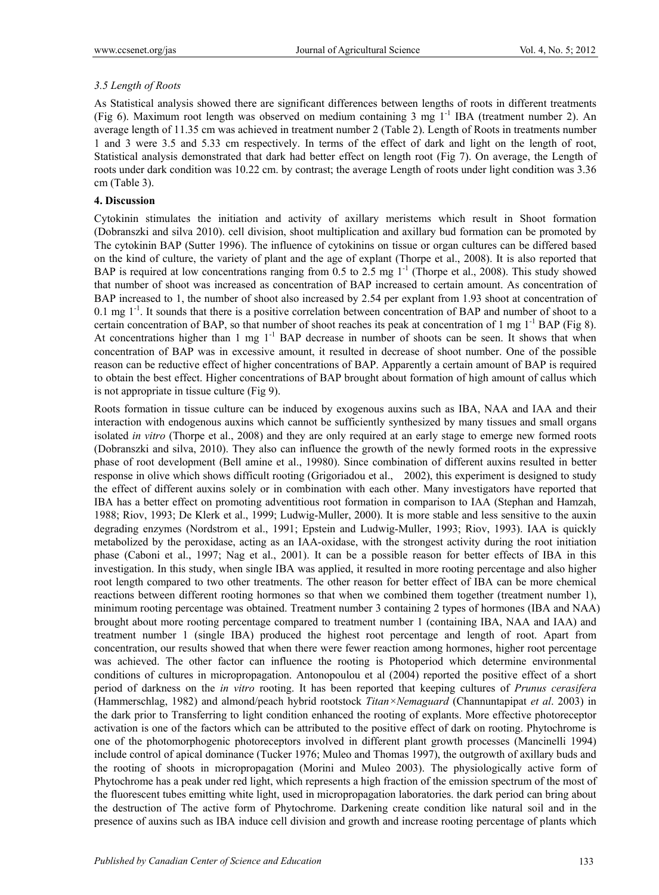### *3.5 Length of Roots*

As Statistical analysis showed there are significant differences between lengths of roots in different treatments (Fig 6). Maximum root length was observed on medium containing 3 mg $l^{-1}$ IBA (treatment number 2). An average length of 11.35 cm was achieved in treatment number 2 (Table 2). Length of Roots in treatments number 1 and 3 were 3.5 and 5.33 cm respectively. In terms of the effect of dark and light on the length of root, Statistical analysis demonstrated that dark had better effect on length root (Fig 7). On average, the Length of roots under dark condition was 10.22 cm. by contrast; the average Length of roots under light condition was 3.36 cm (Table 3).

## 4. Discussion

Cytokinin stimulates the initiation and activity of axillary meristems which result in Shoot formation (Dobranszki and silva 2010). cell division, shoot multiplication and axillary bud formation can be promoted by The cytokinin BAP (Sutter 1996). The influence of cytokinins on tissue or organ cultures can be differed based on the kind of culture, the variety of plant and the age of explant (Thorpe et al., 2008). It is also reported that BAP is required at low concentrations ranging from 0.5 to 2.5 mg $l^{-1}$ (Thorpe et al., 2008). This study showed that number of shoot was increased as concentration of BAP increased to certain amount. As concentration of BAP increased to 1, the number of shoot also increased by 2.54 per explant from 1.93 shoot at concentration of 0.1 mg $l^{-1}$. It sounds that there is a positive correlation between concentration of BAP and number of shoot to a certain concentration of BAP, so that number of shoot reaches its peak at concentration of 1 mg $l^{-1}$ BAP (Fig 8). At concentrations higher than 1 mg $l^{-1}$ BAP decrease in number of shoots can be seen. It shows that when concentration of BAP was in excessive amount, it resulted in decrease of shoot number. One of the possible reason can be reductive effect of higher concentrations of BAP. Apparently a certain amount of BAP is required to obtain the best effect. Higher concentrations of BAP brought about formation of high amount of callus which is not appropriate in tissue culture (Fig 9).

Roots formation in tissue culture can be induced by exogenous auxins such as IBA, NAA and IAA and their interaction with endogenous auxins which cannot be sufficiently synthesized by many tissues and small organs isolated *in vitro* (Thorpe et al., 2008) and they are only required at an early stage to emerge new formed roots (Dobranszki and silva, 2010). They also can influence the growth of the newly formed roots in the expressive phase of root development (Bell amine et al., 19980). Since combination of different auxins resulted in better response in olive which shows difficult rooting (Grigoriadou et al., 2002), this experiment is designed to study the effect of different auxins solely or in combination with each other. Many investigators have reported that IBA has a better effect on promoting adventitious root formation in comparison to IAA (Stephan and Hamzah, 1988; Riov, 1993; De Klerk et al., 1999; Ludwig-Muller, 2000). It is more stable and less sensitive to the auxin degrading enzymes (Nordstrom et al., 1991; Epstein and Ludwig-Muller, 1993; Riov, 1993). IAA is quickly metabolized by the peroxidase, acting as an IAA-oxidase, with the strongest activity during the root initiation phase (Caboni et al., 1997; Nag et al., 2001). It can be a possible reason for better effects of IBA in this investigation. In this study, when single IBA was applied, it resulted in more rooting percentage and also higher root length compared to two other treatments. The other reason for better effect of IBA can be more chemical reactions between different rooting hormones so that when we combined them together (treatment number 1), minimum rooting percentage was obtained. Treatment number 3 containing 2 types of hormones (IBA and NAA) brought about more rooting percentage compared to treatment number 1 (containing IBA, NAA and IAA) and treatment number 1 (single IBA) produced the highest root percentage and length of root. Apart from concentration, our results showed that when there were fewer reaction among hormones, higher root percentage was achieved. The other factor can influence the rooting is Photoperiod which determine environmental conditions of cultures in micropropagation. Antonopoulou et al (2004) reported the positive effect of a short period of darkness on the *in vitro* rooting. It has been reported that keeping cultures of *Prunus cerasifera* (Hammerschlag, 1982) and almond/peach hybrid rootstock *Titan×Nemaguard* (Channuntapipat *et al*. 2003) in the dark prior to Transferring to light condition enhanced the rooting of explants. More effective photoreceptor activation is one of the factors which can be attributed to the positive effect of dark on rooting. Phytochrome is one of the photomorphogenic photoreceptors involved in different plant growth processes (Mancinelli 1994) include control of apical dominance (Tucker 1976; Muleo and Thomas 1997), the outgrowth of axillary buds and the rooting of shoots in micropropagation (Morini and Muleo 2003). The physiologically active form of Phytochrome has a peak under red light, which represents a high fraction of the emission spectrum of the most of the fluorescent tubes emitting white light, used in micropropagation laboratories. the dark period can bring about the destruction of The active form of Phytochrome. Darkening create condition like natural soil and in the presence of auxins such as IBA induce cell division and growth and increase rooting percentage of plants which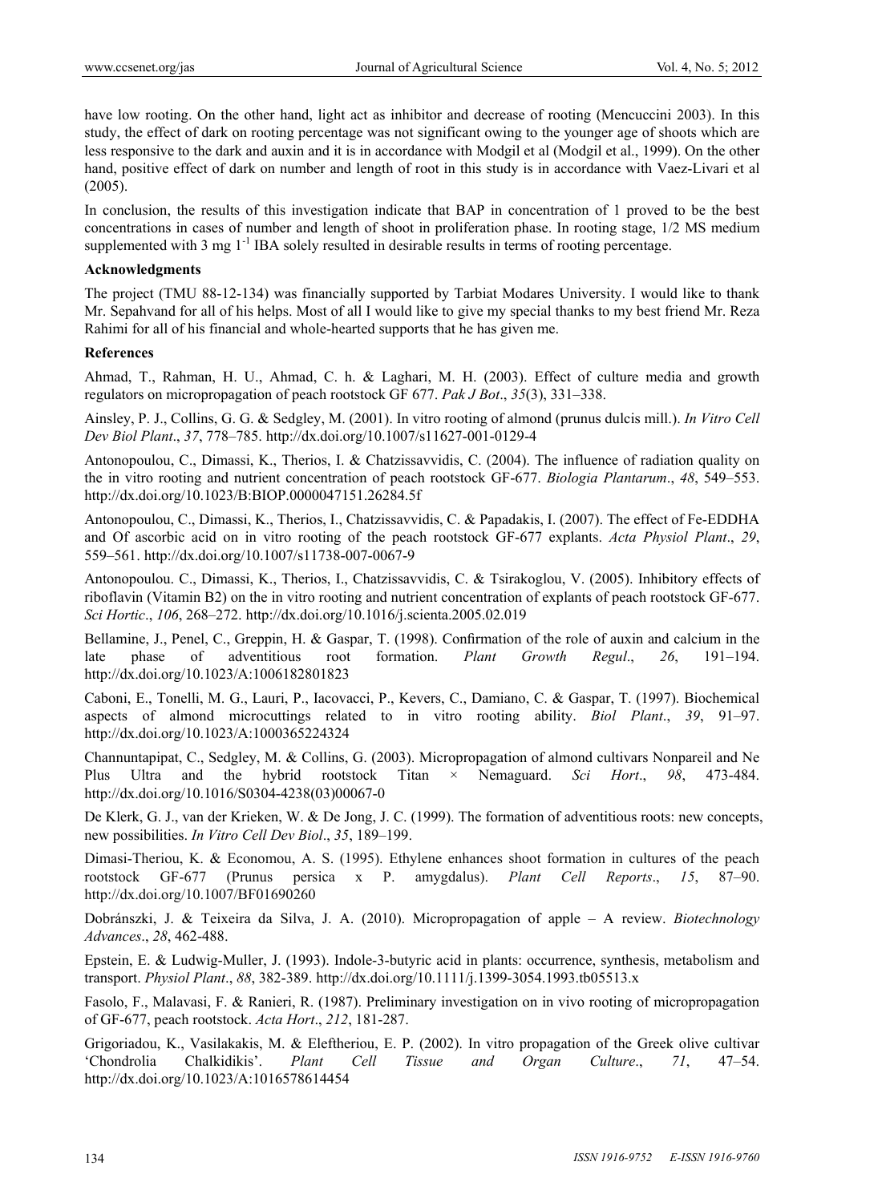have low rooting. On the other hand, light act as inhibitor and decrease of rooting (Mencuccini 2003). In this study, the effect of dark on rooting percentage was not significant owing to the younger age of shoots which are less responsive to the dark and auxin and it is in accordance with Modgil et al (Modgil et al., 1999). On the other hand, positive effect of dark on number and length of root in this study is in accordance with Vaez-Livari et al (2005).

In conclusion, the results of this investigation indicate that BAP in concentration of 1 proved to be the best concentrations in cases of number and length of shoot in proliferation phase. In rooting stage, 1/2 MS medium supplemented with 3 mg $l^{-1}$ IBA solely resulted in desirable results in terms of rooting percentage.

**Acknowledgments**

The project (TMU 88-12-134) was financially supported by Tarbiat Modares University. I would like to thank Mr. Sepahvand for all of his helps. Most of all I would like to give my special thanks to my best friend Mr. Reza Rahimi for all of his financial and whole-hearted supports that he has given me.

**References**

Ahmad, T., Rahman, H. U., Ahmad, C. h. & Laghari, M. H. (2003). Effect of culture media and growth regulators on micropropagation of peach rootstock GF 677. *Pak J Bot*., *35*(3), 331–338.

Ainsley, P. J., Collins, G. G. & Sedgley, M. (2001). In vitro rooting of almond (prunus dulcis mill.). *In Vitro Cell Dev Biol Plant*., *37*, 778–785. http://dx.doi.org/10.1007/s11627-001-0129-4

Antonopoulou, C., Dimassi, K., Therios, I. & Chatzissavvidis, C. (2004). The influence of radiation quality on the in vitro rooting and nutrient concentration of peach rootstock GF-677. *Biologia Plantarum*., *48*, 549–553. http://dx.doi.org/10.1023/B:BIOP.0000047151.26284.5f

Antonopoulou, C., Dimassi, K., Therios, I., Chatzissavvidis, C. & Papadakis, I. (2007). The effect of Fe-EDDHA and Of ascorbic acid on in vitro rooting of the peach rootstock GF-677 explants. *Acta Physiol Plant*., *29*, 559–561. http://dx.doi.org/10.1007/s11738-007-0067-9

Antonopoulou. C., Dimassi, K., Therios, I., Chatzissavvidis, C. & Tsirakoglou, V. (2005). Inhibitory effects of riboflavin (Vitamin B2) on the in vitro rooting and nutrient concentration of explants of peach rootstock GF-677. *Sci Hortic*., *106*, 268–272. http://dx.doi.org/10.1016/j.scienta.2005.02.019

Bellamine, J., Penel, C., Greppin, H. & Gaspar, T. (1998). Confirmation of the role of auxin and calcium in the late phase of adventitious root formation. *Plant Growth Regul*., *26*, 191–194. http://dx.doi.org/10.1023/A:1006182801823

Caboni, E., Tonelli, M. G., Lauri, P., Iacovacci, P., Kevers, C., Damiano, C. & Gaspar, T. (1997). Biochemical aspects of almond microcuttings related to in vitro rooting ability. *Biol Plant*., *39*, 91–97. http://dx.doi.org/10.1023/A:1000365224324

Channuntapipat, C., Sedgley, M. & Collins, G. (2003). Micropropagation of almond cultivars Nonpareil and Ne Plus Ultra and the hybrid rootstock Titan × Nemaguard. *Sci Hort*., *98*, 473-484. http://dx.doi.org/10.1016/S0304-4238(03)00067-0

De Klerk, G. J., van der Krieken, W. & De Jong, J. C. (1999). The formation of adventitious roots: new concepts, new possibilities. *In Vitro Cell Dev Biol*., *35*, 189–199.

Dimasi-Theriou, K. & Economou, A. S. (1995). Ethylene enhances shoot formation in cultures of the peach rootstock GF-677 (Prunus persica x P. amygdalus). *Plant Cell Reports*., *15*, 87–90. http://dx.doi.org/10.1007/BF01690260

Dobránszki, J. & Teixeira da Silva, J. A. (2010). Micropropagation of apple – A review. *Biotechnology Advances*., *28*, 462-488.

Epstein, E. & Ludwig-Muller, J. (1993). Indole-3-butyric acid in plants: occurrence, synthesis, metabolism and transport. *Physiol Plant*., *88*, 382-389. http://dx.doi.org/10.1111/j.1399-3054.1993.tb05513.x

Fasolo, F., Malavasi, F. & Ranieri, R. (1987). Preliminary investigation on in vivo rooting of micropropagation of GF-677, peach rootstock. *Acta Hort*., *212*, 181-287.

Grigoriadou, K., Vasilakakis, M. & Eleftheriou, E. P. (2002). In vitro propagation of the Greek olive cultivar 'Chondrolia Chalkidikis'. *Plant Cell Tissue and Organ Culture*., *71*, 47–54. http://dx.doi.org/10.1023/A:1016578614454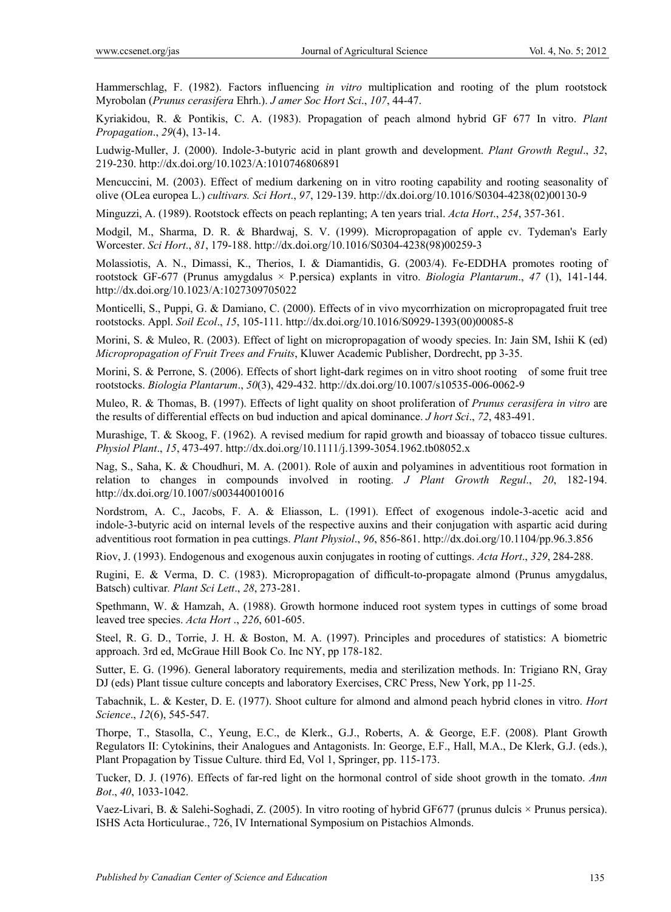Hammerschlag, F. (1982). Factors influencing *in vitro* multiplication and rooting of the plum rootstock Myrobolan (*Prunus cerasifera* Ehrh.). *J amer Soc Hort Sci*., *107*, 44-47.

Kyriakidou, R. & Pontikis, C. A. (1983). Propagation of peach almond hybrid GF 677 In vitro. *Plant Propagation*., *29*(4), 13-14.

Ludwig-Muller, J. (2000). Indole-3-butyric acid in plant growth and development. *Plant Growth Regul*., *32*, 219-230. http://dx.doi.org/10.1023/A:1010746806891

Mencuccini, M. (2003). Effect of medium darkening on in vitro rooting capability and rooting seasonality of olive (OLea europea L.) *cultivars. Sci Hort*., *97*, 129-139. http://dx.doi.org/10.1016/S0304-4238(02)00130-9

Minguzzi, A. (1989). Rootstock effects on peach replanting; A ten years trial. *Acta Hort*., *254*, 357-361.

Modgil, M., Sharma, D. R. & Bhardwaj, S. V. (1999). Micropropagation of apple cv. Tydeman's Early Worcester. *Sci Hort*., *81*, 179-188. http://dx.doi.org/10.1016/S0304-4238(98)00259-3

Molassiotis, A. N., Dimassi, K., Therios, I. & Diamantidis, G. (2003/4). Fe-EDDHA promotes rooting of rootstock GF-677 (Prunus amygdalus × P.persica) explants in vitro. *Biologia Plantarum*., *47* (1), 141-144. http://dx.doi.org/10.1023/A:1027309705022

Monticelli, S., Puppi, G. & Damiano, C. (2000). Effects of in vivo mycorrhization on micropropagated fruit tree rootstocks. Appl. *Soil Ecol*., *15*, 105-111. http://dx.doi.org/10.1016/S0929-1393(00)00085-8

Morini, S. & Muleo, R. (2003). Effect of light on micropropagation of woody species. In: Jain SM, Ishii K (ed) *Micropropagation of Fruit Trees and Fruits*, Kluwer Academic Publisher, Dordrecht, pp 3-35.

Morini, S. & Perrone, S. (2006). Effects of short light-dark regimes on in vitro shoot rooting of some fruit tree rootstocks. *Biologia Plantarum*., *50*(3), 429-432. http://dx.doi.org/10.1007/s10535-006-0062-9

Muleo, R. & Thomas, B. (1997). Effects of light quality on shoot proliferation of *Prunus cerasifera in vitro* are the results of differential effects on bud induction and apical dominance. *J hort Sci*., *72*, 483-491.

Murashige, T. & Skoog, F. (1962). A revised medium for rapid growth and bioassay of tobacco tissue cultures. *Physiol Plant*., *15*, 473-497. http://dx.doi.org/10.1111/j.1399-3054.1962.tb08052.x

Nag, S., Saha, K. & Choudhuri, M. A. (2001). Role of auxin and polyamines in adventitious root formation in relation to changes in compounds involved in rooting. *J Plant Growth Regul*., *20*, 182-194. http://dx.doi.org/10.1007/s003440010016

Nordstrom, A. C., Jacobs, F. A. & Eliasson, L. (1991). Effect of exogenous indole-3-acetic acid and indole-3-butyric acid on internal levels of the respective auxins and their conjugation with aspartic acid during adventitious root formation in pea cuttings. *Plant Physiol*., *96*, 856-861. http://dx.doi.org/10.1104/pp.96.3.856

Riov, J. (1993). Endogenous and exogenous auxin conjugates in rooting of cuttings. *Acta Hort*., *329*, 284-288.

Rugini, E. & Verma, D. C. (1983). Micropropagation of difficult-to-propagate almond (Prunus amygdalus, Batsch) cultivar. *Plant Sci Lett*., *28*, 273-281.

Spethmann, W. & Hamzah, A. (1988). Growth hormone induced root system types in cuttings of some broad leaved tree species. *Acta Hort* ., *226*, 601-605.

Steel, R. G. D., Torrie, J. H. & Boston, M. A. (1997). Principles and procedures of statistics: A biometric approach. 3rd ed, McGraue Hill Book Co. Inc NY, pp 178-182.

Sutter, E. G. (1996). General laboratory requirements, media and sterilization methods. In: Trigiano RN, Gray DJ (eds) Plant tissue culture concepts and laboratory Exercises, CRC Press, New York, pp 11-25.

Tabachnik, L. & Kester, D. E. (1977). Shoot culture for almond and almond peach hybrid clones in vitro. *Hort Science*., *12*(6), 545-547.

Thorpe, T., Stasolla, C., Yeung, E.C., de Klerk., G.J., Roberts, A. & George, E.F. (2008). Plant Growth Regulators II: Cytokinins, their Analogues and Antagonists. In: George, E.F., Hall, M.A., De Klerk, G.J. (eds.), Plant Propagation by Tissue Culture. third Ed, Vol 1, Springer, pp. 115-173.

Tucker, D. J. (1976). Effects of far-red light on the hormonal control of side shoot growth in the tomato. *Ann Bot*., *40*, 1033-1042.

Vaez-Livari, B. & Salehi-Soghadi, Z. (2005). In vitro rooting of hybrid GF677 (prunus dulcis × Prunus persica). ISHS Acta Horticulurae., 726, IV International Symposium on Pistachios Almonds.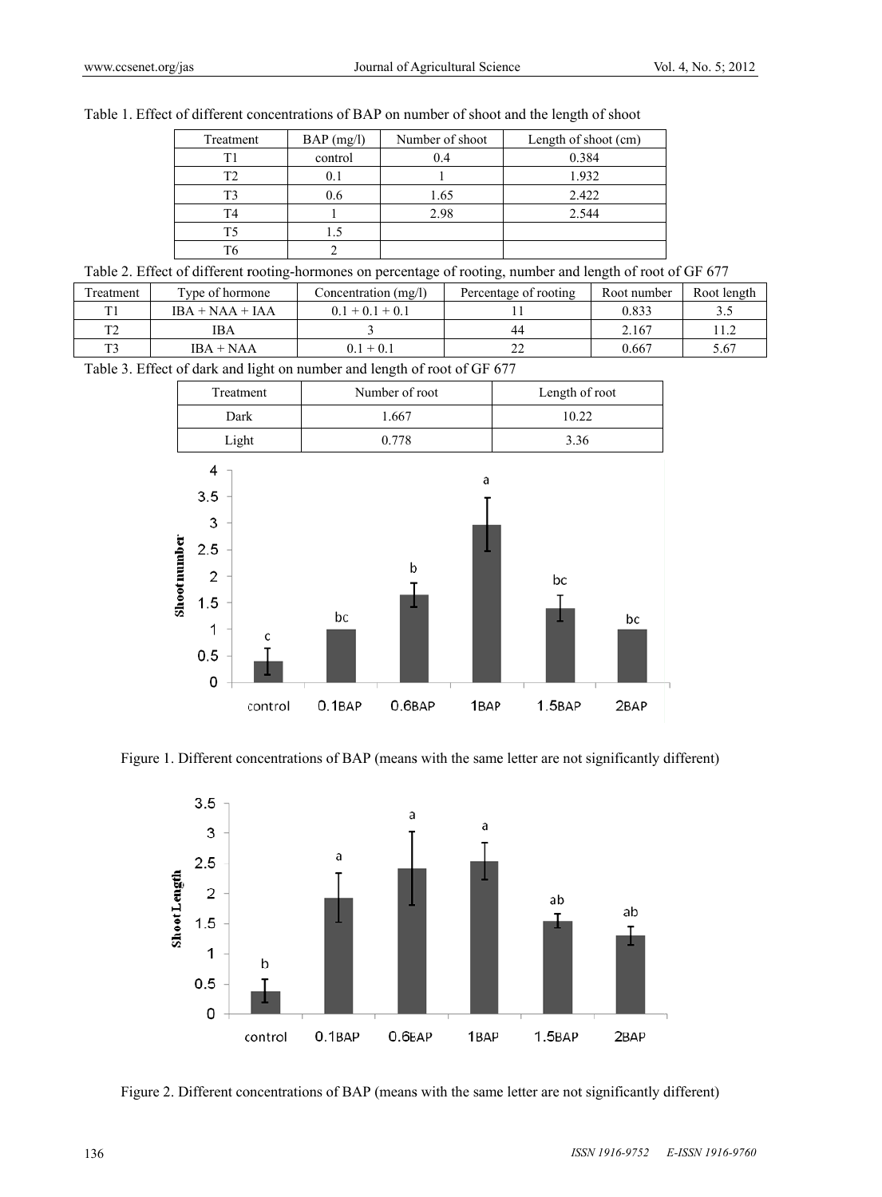Table 1. Effect of different concentrations of BAP on number of shoot and the length of shoot

| Treatment | BAP (mg/l) | Number of shoot | Length of shoot (cm) |
|---|---|---|---|
| T1 | control | 0.4 | 0.384 |
| T2 | 0.1 | 1 | 1.932 |
| T3 | 0.6 | 1.65 | 2.422 |
| T4 | 1 | 2.98 | 2.544 |
| T5 | 1.5 | | |
| T6 | 2 | | |

Table 2. Effect of different rooting-hormones on percentage of rooting, number and length of root of GF 677

| Treatment | Type of hormone | Concentration (mg/l) | Percentage of rooting | Root number | Root length |
|---|---|---|---|---|---|
| T1 | IBA + NAA + IAA | 0.1 + 0.1 + 0.1 | 11 | 0.833 | 3.5 |
| T2 | IBA | 3 | 44 | 2.167 | 11.2 |
| T3 | IBA + NAA | 0.1 + 0.1 | 22 | 0.667 | 5.67 |

Table 3. Effect of dark and light on number and length of root of GF 677

| Treatment | Number of root | Length of root |
|---|---|---|
| Dark | 1.667 | 10.22 |
| Light | 0.778 | 3.36 |

Figure 1. Different concentrations of BAP (means with the same letter are not significantly different)

Figure 2. Different concentrations of BAP (means with the same letter are not significantly different)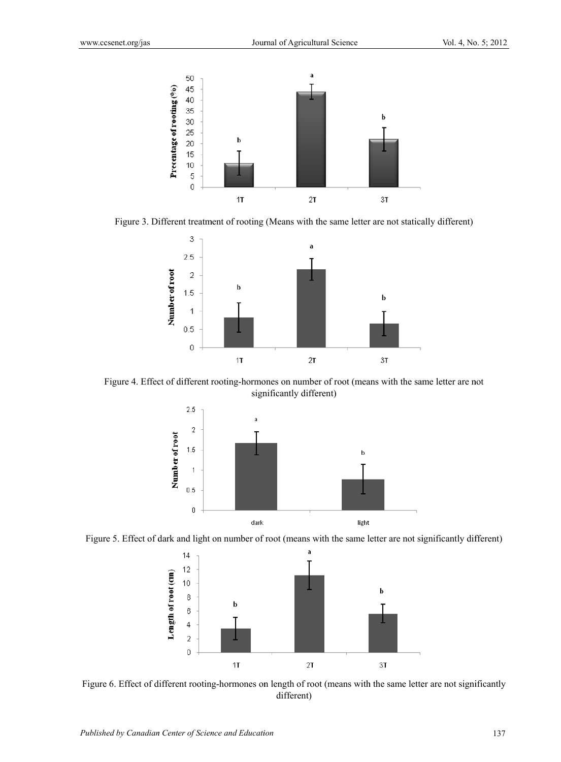Figure 3. Different treatment of rooting (Means with the same letter are not statically different)

Figure 4. Effect of different rooting-hormones on number of root (means with the same letter are not significantly different)

Figure 5. Effect of dark and light on number of root (means with the same letter are not significantly different)

Figure 6. Effect of different rooting-hormones on length of root (means with the same letter are not significantly different)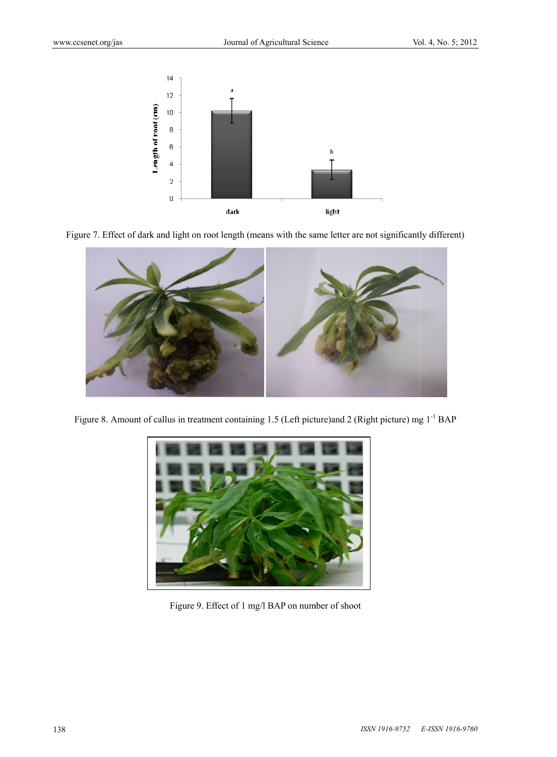14
12
10
8
6
4
2
0

Length of root (cm)

a

b

dark

light

Figure 7. Effect of dark and light on root length (means with the same letter are not significantly different)

Figure 8. Amount of callus in treatment containing 1.5 (Left picture)and 2 (Right picture) mg $1^{-1}$ BAP

Figure 9. Effect of 1 mg/l BAP on number of shoot